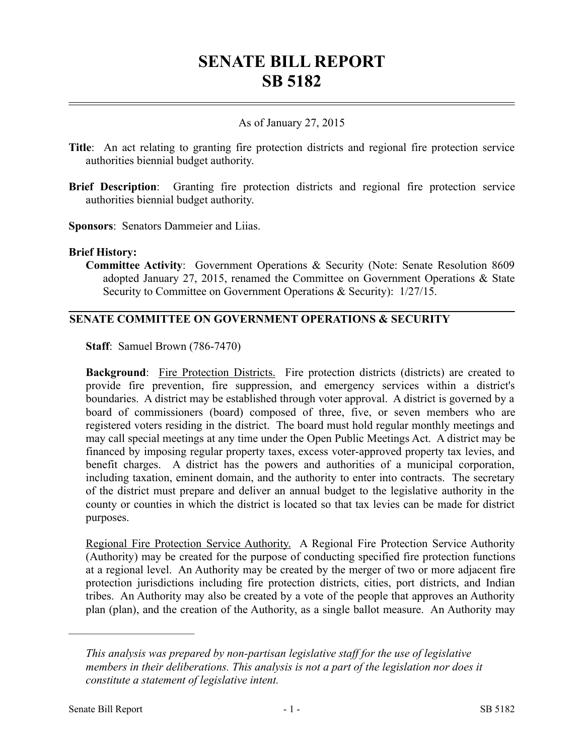# SENATE BILL REPORT
# SB 5182

As of January 27, 2015

**Title**: An act relating to granting fire protection districts and regional fire protection service authorities biennial budget authority.

**Brief Description**: Granting fire protection districts and regional fire protection service authorities biennial budget authority.

**Sponsors**: Senators Dammeier and Liias.

**Brief History:**

**Committee Activity**: Government Operations & Security (Note: Senate Resolution 8609 adopted January 27, 2015, renamed the Committee on Government Operations & State Security to Committee on Government Operations & Security): 1/27/15.

## SENATE COMMITTEE ON GOVERNMENT OPERATIONS & SECURITY

**Staff**: Samuel Brown (786-7470)

**Background**: Fire Protection Districts. Fire protection districts (districts) are created to provide fire prevention, fire suppression, and emergency services within a district's boundaries. A district may be established through voter approval. A district is governed by a board of commissioners (board) composed of three, five, or seven members who are registered voters residing in the district. The board must hold regular monthly meetings and may call special meetings at any time under the Open Public Meetings Act. A district may be financed by imposing regular property taxes, excess voter-approved property tax levies, and benefit charges. A district has the powers and authorities of a municipal corporation, including taxation, eminent domain, and the authority to enter into contracts. The secretary of the district must prepare and deliver an annual budget to the legislative authority in the county or counties in which the district is located so that tax levies can be made for district purposes.

Regional Fire Protection Service Authority. A Regional Fire Protection Service Authority (Authority) may be created for the purpose of conducting specified fire protection functions at a regional level. An Authority may be created by the merger of two or more adjacent fire protection jurisdictions including fire protection districts, cities, port districts, and Indian tribes. An Authority may also be created by a vote of the people that approves an Authority plan (plan), and the creation of the Authority, as a single ballot measure. An Authority may

---

*This analysis was prepared by non-partisan legislative staff for the use of legislative members in their deliberations. This analysis is not a part of the legislation nor does it constitute a statement of legislative intent.*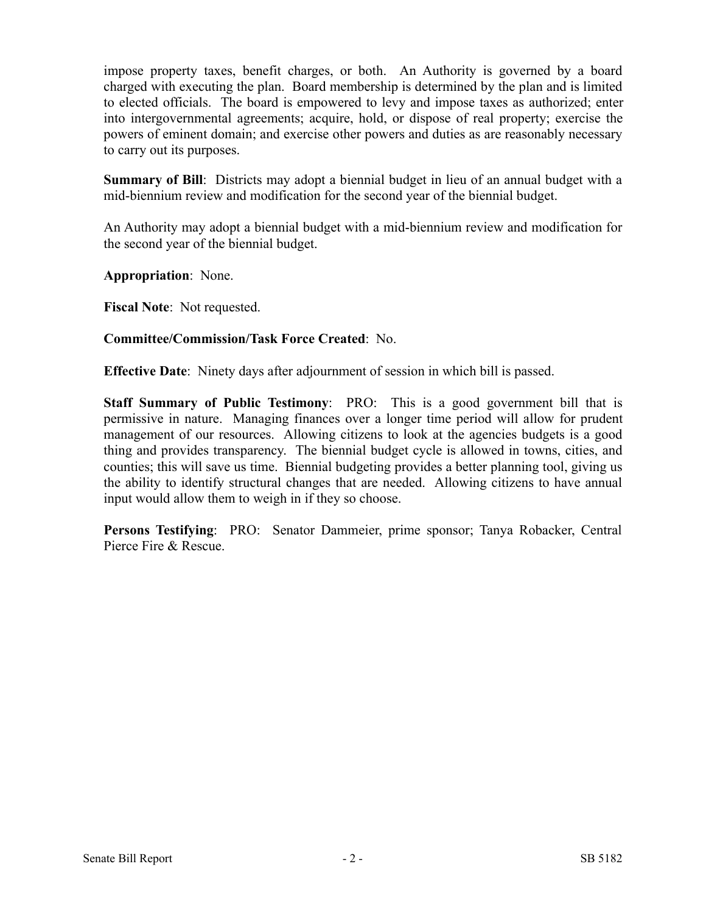impose property taxes, benefit charges, or both. An Authority is governed by a board charged with executing the plan. Board membership is determined by the plan and is limited to elected officials. The board is empowered to levy and impose taxes as authorized; enter into intergovernmental agreements; acquire, hold, or dispose of real property; exercise the powers of eminent domain; and exercise other powers and duties as are reasonably necessary to carry out its purposes.

**Summary of Bill**: Districts may adopt a biennial budget in lieu of an annual budget with a mid-biennium review and modification for the second year of the biennial budget.

An Authority may adopt a biennial budget with a mid-biennium review and modification for the second year of the biennial budget.

**Appropriation**: None.

**Fiscal Note**: Not requested.

**Committee/Commission/Task Force Created**: No.

**Effective Date**: Ninety days after adjournment of session in which bill is passed.

**Staff Summary of Public Testimony**: PRO: This is a good government bill that is permissive in nature. Managing finances over a longer time period will allow for prudent management of our resources. Allowing citizens to look at the agencies budgets is a good thing and provides transparency. The biennial budget cycle is allowed in towns, cities, and counties; this will save us time. Biennial budgeting provides a better planning tool, giving us the ability to identify structural changes that are needed. Allowing citizens to have annual input would allow them to weigh in if they so choose.

**Persons Testifying**: PRO: Senator Dammeier, prime sponsor; Tanya Robacker, Central Pierce Fire & Rescue.